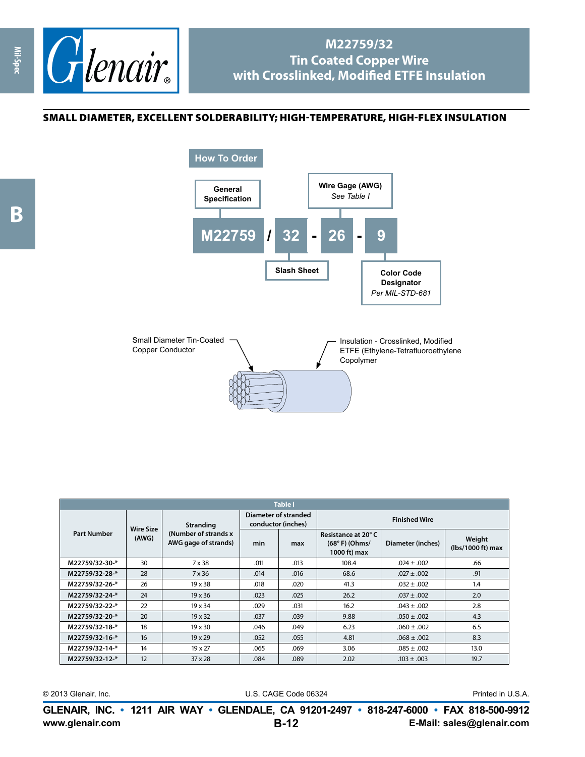# M22759/32
# Tin Coated Copper Wire with Crosslinked, Modified ETFE Insulation

## SMALL DIAMETER, EXCELLENT SOLDERABILITY; HIGH-TEMPERATURE, HIGH-FLEX INSULATION

### How To Order

M22759 / 32 - 26 - 9

- **M22759** – General Specification
- **32** – Slash Sheet
- **26** – Wire Gage (AWG) *See Table I*
- **9** – Color Code Designator *Per MIL-STD-681*

Small Diameter Tin-Coated Copper Conductor

Insulation - Crosslinked, Modified ETFE (Ethylene-Tetrafluoroethylene Copolymer

| Table I | | | | | | | |
|---|---|---|---|---|---|---|---|
| Part Number | Wire Size (AWG) | Stranding (Number of strands x AWG gage of strands) | Diameter of stranded conductor (inches) | | Finished Wire | | |
| | | | min | max | Resistance at 20° C (68° F) (Ohms/ 1000 ft) max | Diameter (inches) | Weight (lbs/1000 ft) max |
| M22759/32-30-* | 30 | 7 x 38 | .011 | .013 | 108.4 | .024 ± .002 | .66 |
| M22759/32-28-* | 28 | 7 x 36 | .014 | .016 | 68.6 | .027 ± .002 | .91 |
| M22759/32-26-* | 26 | 19 x 38 | .018 | .020 | 41.3 | .032 ± .002 | 1.4 |
| M22759/32-24-* | 24 | 19 x 36 | .023 | .025 | 26.2 | .037 ± .002 | 2.0 |
| M22759/32-22-* | 22 | 19 x 34 | .029 | .031 | 16.2 | .043 ± .002 | 2.8 |
| M22759/32-20-* | 20 | 19 x 32 | .037 | .039 | 9.88 | .050 ± .002 | 4.3 |
| M22759/32-18-* | 18 | 19 x 30 | .046 | .049 | 6.23 | .060 ± .002 | 6.5 |
| M22759/32-16-* | 16 | 19 x 29 | .052 | .055 | 4.81 | .068 ± .002 | 8.3 |
| M22759/32-14-* | 14 | 19 x 27 | .065 | .069 | 3.06 | .085 ± .002 | 13.0 |
| M22759/32-12-* | 12 | 37 x 28 | .084 | .089 | 2.02 | .103 ± .003 | 19.7 |

© 2013 Glenair, Inc. U.S. CAGE Code 06324 Printed in U.S.A.

**GLENAIR, INC. • 1211 AIR WAY • GLENDALE, CA 91201-2497 • 818-247-6000 • FAX 818-500-9912**

**www.glenair.com** **E-Mail: sales@glenair.com**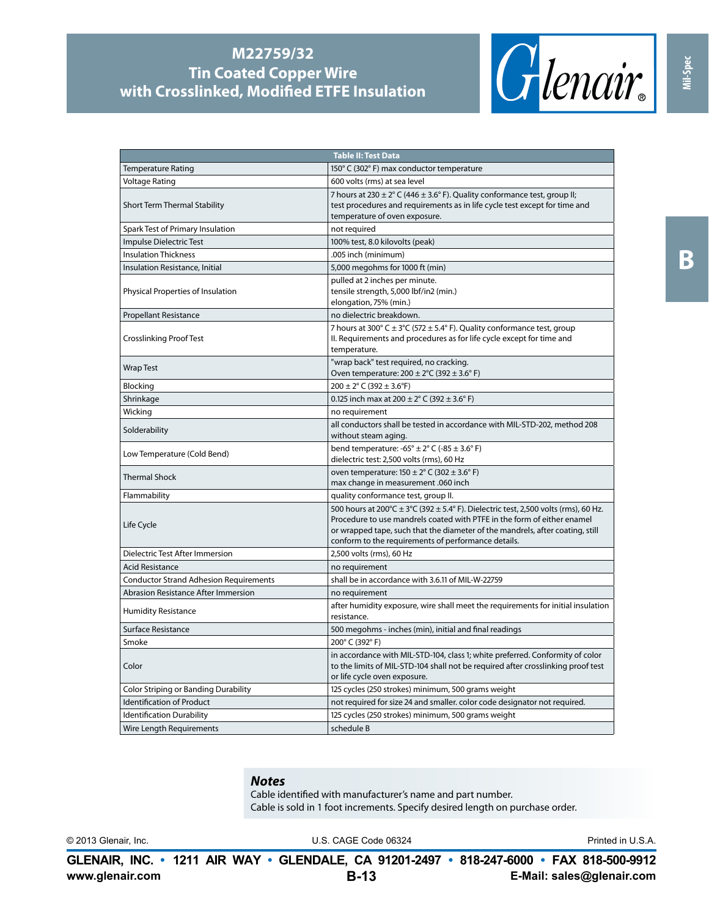# M22759/32 Tin Coated Copper Wire with Crosslinked, Modified ETFE Insulation

| Table II: Test Data | |
|---|---|
| Temperature Rating | 150° C (302° F) max conductor temperature |
| Voltage Rating | 600 volts (rms) at sea level |
| Short Term Thermal Stability | 7 hours at 230 ± 2° C (446 ± 3.6° F). Quality conformance test, group II; test procedures and requirements as in life cycle test except for time and temperature of oven exposure. |
| Spark Test of Primary Insulation | not required |
| Impulse Dielectric Test | 100% test, 8.0 kilovolts (peak) |
| Insulation Thickness | .005 inch (minimum) |
| Insulation Resistance, Initial | 5,000 megohms for 1000 ft (min) |
| Physical Properties of Insulation | pulled at 2 inches per minute. tensile strength, 5,000 lbf/in2 (min.) elongation, 75% (min.) |
| Propellant Resistance | no dielectric breakdown. |
| Crosslinking Proof Test | 7 hours at 300° C ± 3°C (572 ± 5.4° F). Quality conformance test, group II. Requirements and procedures as for life cycle except for time and temperature. |
| Wrap Test | "wrap back" test required, no cracking. Oven temperature: 200 ± 2°C (392 ± 3.6° F) |
| Blocking | 200 ± 2° C (392 ± 3.6°F) |
| Shrinkage | 0.125 inch max at 200 ± 2° C (392 ± 3.6° F) |
| Wicking | no requirement |
| Solderability | all conductors shall be tested in accordance with MIL-STD-202, method 208 without steam aging. |
| Low Temperature (Cold Bend) | bend temperature: -65° ± 2° C (-85 ± 3.6° F) dielectric test: 2,500 volts (rms), 60 Hz |
| Thermal Shock | oven temperature: 150 ± 2° C (302 ± 3.6° F) max change in measurement .060 inch |
| Flammability | quality conformance test, group II. |
| Life Cycle | 500 hours at 200°C ± 3°C (392 ± 5.4° F). Dielectric test, 2,500 volts (rms), 60 Hz. Procedure to use mandrels coated with PTFE in the form of either enamel or wrapped tape, such that the diameter of the mandrels, after coating, still conform to the requirements of performance details. |
| Dielectric Test After Immersion | 2,500 volts (rms), 60 Hz |
| Acid Resistance | no requirement |
| Conductor Strand Adhesion Requirements | shall be in accordance with 3.6.11 of MIL-W-22759 |
| Abrasion Resistance After Immersion | no requirement |
| Humidity Resistance | after humidity exposure, wire shall meet the requirements for initial insulation resistance. |
| Surface Resistance | 500 megohms - inches (min), initial and final readings |
| Smoke | 200° C (392° F) |
| Color | in accordance with MIL-STD-104, class 1; white preferred. Conformity of color to the limits of MIL-STD-104 shall not be required after crosslinking proof test or life cycle oven exposure. |
| Color Striping or Banding Durability | 125 cycles (250 strokes) minimum, 500 grams weight |
| Identification of Product | not required for size 24 and smaller. color code designator not required. |
| Identification Durability | 125 cycles (250 strokes) minimum, 500 grams weight |
| Wire Length Requirements | schedule B |

***Notes***

Cable identified with manufacturer's name and part number.
Cable is sold in 1 foot increments. Specify desired length on purchase order.

© 2013 Glenair, Inc. U.S. CAGE Code 06324 Printed in U.S.A.

**GLENAIR, INC. • 1211 AIR WAY • GLENDALE, CA 91201-2497 • 818-247-6000 • FAX 818-500-9912**
**www.glenair.com** **B-13** **E-Mail: sales@glenair.com**